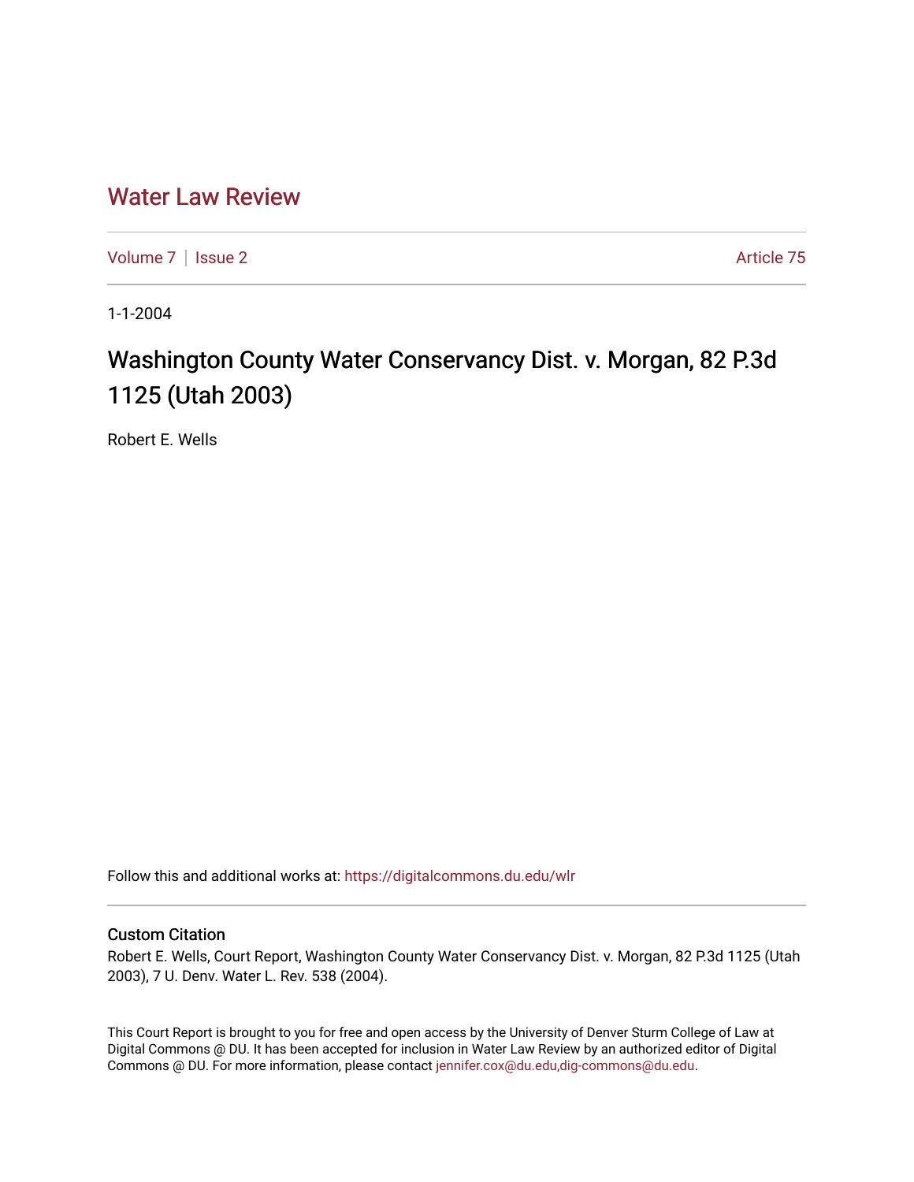# Water Law Review

Volume 7 | Issue 2 Article 75

1-1-2004

## Washington County Water Conservancy Dist. v. Morgan, 82 P.3d 1125 (Utah 2003)

Robert E. Wells

Follow this and additional works at: https://digitalcommons.du.edu/wlr

### Custom Citation

Robert E. Wells, Court Report, Washington County Water Conservancy Dist. v. Morgan, 82 P.3d 1125 (Utah 2003), 7 U. Denv. Water L. Rev. 538 (2004).

This Court Report is brought to you for free and open access by the University of Denver Sturm College of Law at Digital Commons @ DU. It has been accepted for inclusion in Water Law Review by an authorized editor of Digital Commons @ DU. For more information, please contact jennifer.cox@du.edu,dig-commons@du.edu.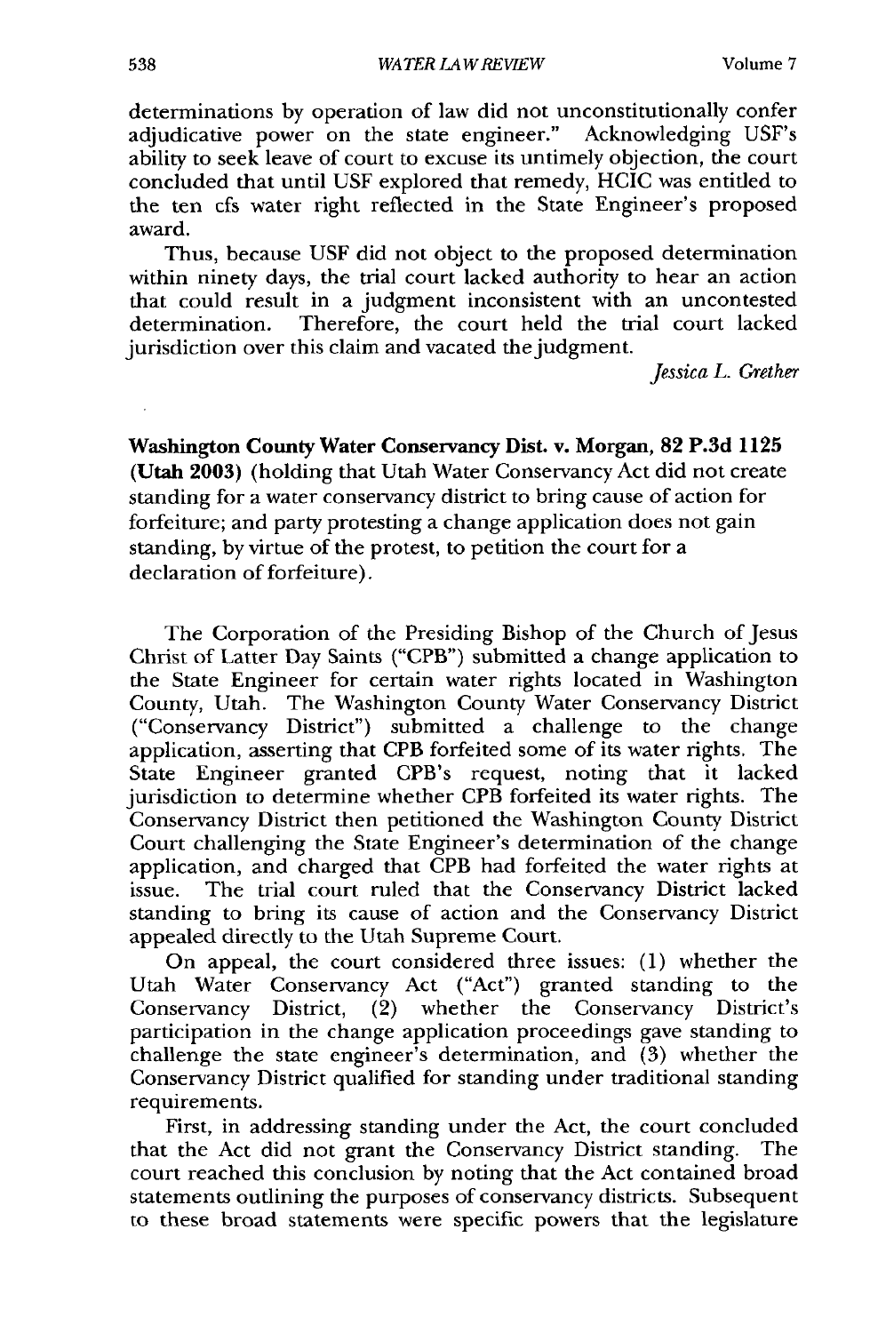determinations by operation of law did not unconstitutionally confer adjudicative power on the state engineer." Acknowledging USF's ability to seek leave of court to excuse its untimely objection, the court concluded that until USF explored that remedy, HCIC was entitled to the ten cfs water right reflected in the State Engineer's proposed award.

Thus, because USF did not object to the proposed determination within ninety days, the trial court lacked authority to hear an action that could result in a judgment inconsistent with an uncontested determination. Therefore, the court held the trial court lacked jurisdiction over this claim and vacated the judgment.

*Jessica L. Grether*

**Washington County Water Conservancy Dist. v. Morgan, 82 P.3d 1125 (Utah 2003)** (holding that Utah Water Conservancy Act did not create standing for a water conservancy district to bring cause of action for forfeiture; and party protesting a change application does not gain standing, by virtue of the protest, to petition the court for a declaration of forfeiture).

The Corporation of the Presiding Bishop of the Church of Jesus Christ of Latter Day Saints ("CPB") submitted a change application to the State Engineer for certain water rights located in Washington County, Utah. The Washington County Water Conservancy District ("Conservancy District") submitted a challenge to the change application, asserting that CPB forfeited some of its water rights. The State Engineer granted CPB's request, noting that it lacked jurisdiction to determine whether CPB forfeited its water rights. The Conservancy District then petitioned the Washington County District Court challenging the State Engineer's determination of the change application, and charged that CPB had forfeited the water rights at issue. The trial court ruled that the Conservancy District lacked standing to bring its cause of action and the Conservancy District appealed directly to the Utah Supreme Court.

On appeal, the court considered three issues: (1) whether the Utah Water Conservancy Act ("Act") granted standing to the Conservancy District, (2) whether the Conservancy District's participation in the change application proceedings gave standing to challenge the state engineer's determination, and (3) whether the Conservancy District qualified for standing under traditional standing requirements.

First, in addressing standing under the Act, the court concluded that the Act did not grant the Conservancy District standing. The court reached this conclusion by noting that the Act contained broad statements outlining the purposes of conservancy districts. Subsequent to these broad statements were specific powers that the legislature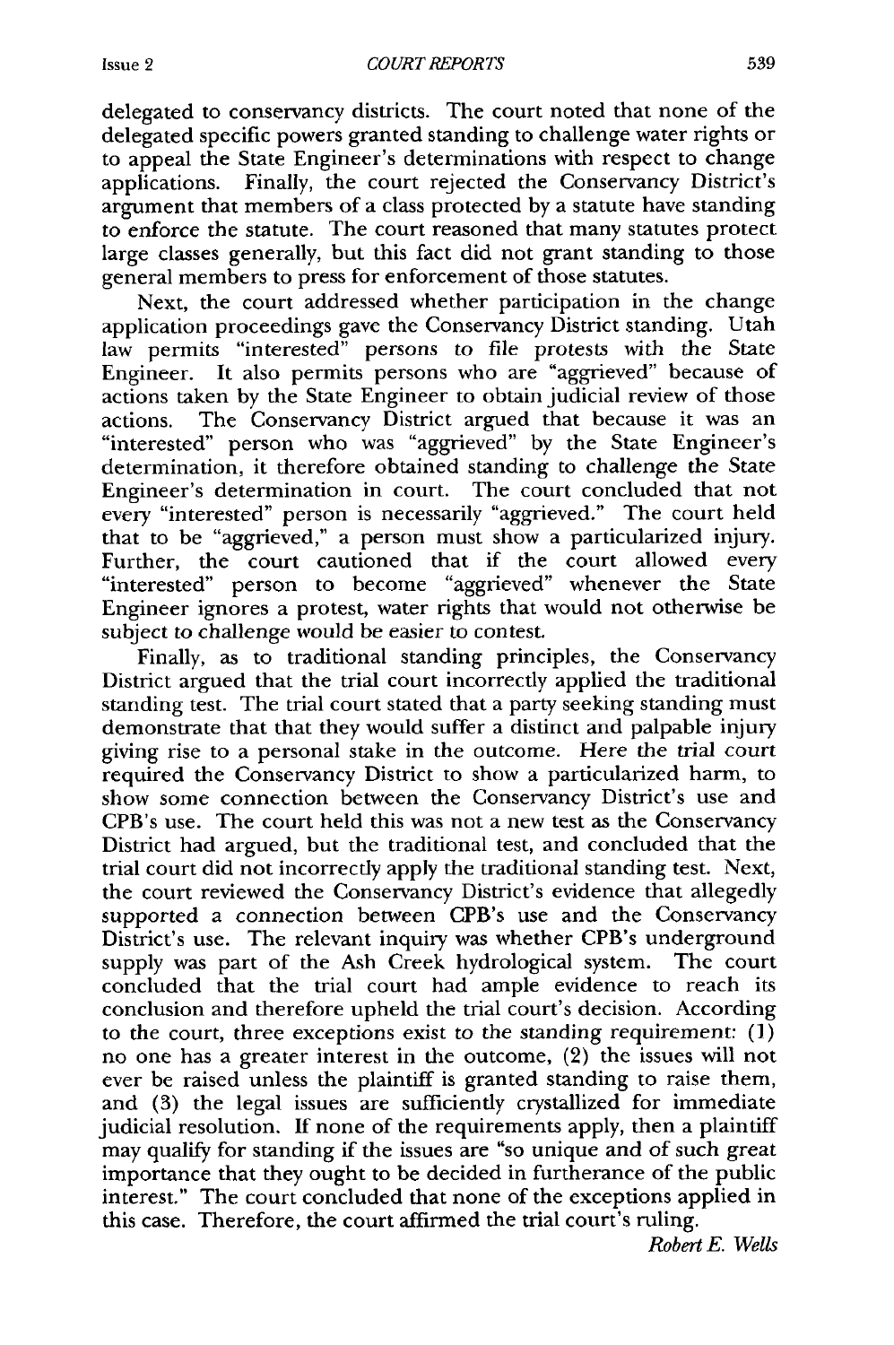delegated to conservancy districts. The court noted that none of the delegated specific powers granted standing to challenge water rights or to appeal the State Engineer's determinations with respect to change applications. Finally, the court rejected the Conservancy District's argument that members of a class protected by a statute have standing to enforce the statute. The court reasoned that many statutes protect large classes generally, but this fact did not grant standing to those general members to press for enforcement of those statutes.

Next, the court addressed whether participation in the change application proceedings gave the Conservancy District standing. Utah law permits "interested" persons to file protests with the State Engineer. It also permits persons who are "aggrieved" because of actions taken by the State Engineer to obtain judicial review of those actions. The Conservancy District argued that because it was an "interested" person who was "aggrieved" by the State Engineer's determination, it therefore obtained standing to challenge the State Engineer's determination in court. The court concluded that not every "interested" person is necessarily "aggrieved." The court held that to be "aggrieved," a person must show a particularized injury. Further, the court cautioned that if the court allowed every "interested" person to become "aggrieved" whenever the State Engineer ignores a protest, water rights that would not otherwise be subject to challenge would be easier to contest.

Finally, as to traditional standing principles, the Conservancy District argued that the trial court incorrectly applied the traditional standing test. The trial court stated that a party seeking standing must demonstrate that that they would suffer a distinct and palpable injury giving rise to a personal stake in the outcome. Here the trial court required the Conservancy District to show a particularized harm, to show some connection between the Conservancy District's use and CPB's use. The court held this was not a new test as the Conservancy District had argued, but the traditional test, and concluded that the trial court did not incorrectly apply the traditional standing test. Next, the court reviewed the Conservancy District's evidence that allegedly supported a connection between CPB's use and the Conservancy District's use. The relevant inquiry was whether CPB's underground supply was part of the Ash Creek hydrological system. The court concluded that the trial court had ample evidence to reach its conclusion and therefore upheld the trial court's decision. According to the court, three exceptions exist to the standing requirement: (1) no one has a greater interest in the outcome, (2) the issues will not ever be raised unless the plaintiff is granted standing to raise them, and (3) the legal issues are sufficiently crystallized for immediate judicial resolution. If none of the requirements apply, then a plaintiff may qualify for standing if the issues are "so unique and of such great importance that they ought to be decided in furtherance of the public interest." The court concluded that none of the exceptions applied in this case. Therefore, the court affirmed the trial court's ruling.

*Robert E. Wells*